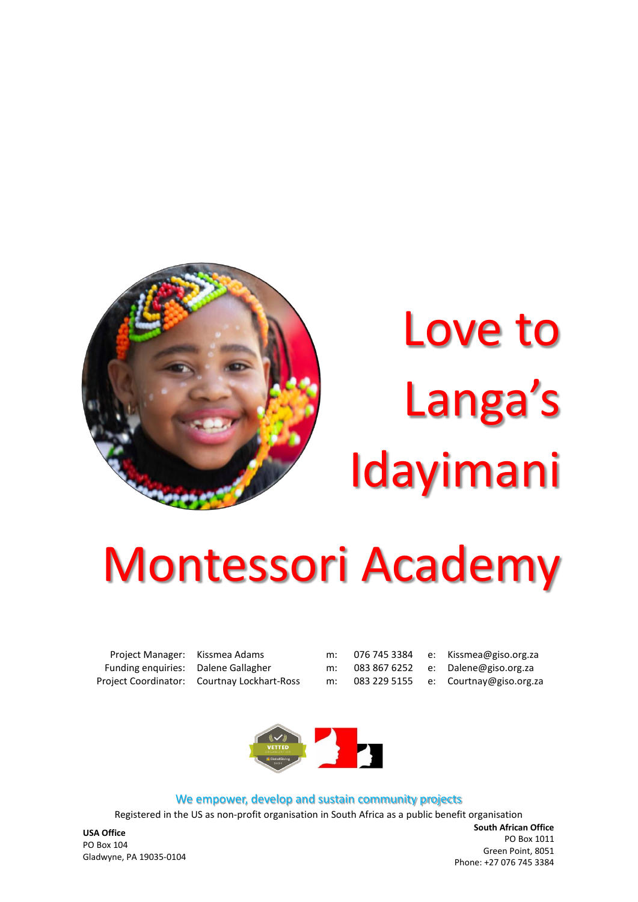# Love to Langa's Idayimani Montessori Academy

| | | | | | |
|---|---|---|---|---|---|
| Project Manager: | Kissmea Adams | m: | 076 745 3384 | e: | Kissmea@giso.org.za |
| Funding enquiries: | Dalene Gallagher | m: | 083 867 6252 | e: | Dalene@giso.org.za |
| Project Coordinator: | Courtnay Lockhart-Ross | m: | 083 229 5155 | e: | Courtnay@giso.org.za |

We empower, develop and sustain community projects

Registered in the US as non-profit organisation in South Africa as a public benefit organisation

**USA Office**
PO Box 104
Gladwyne, PA 19035-0104

**South African Office**
PO Box 1011
Green Point, 8051
Phone: +27 076 745 3384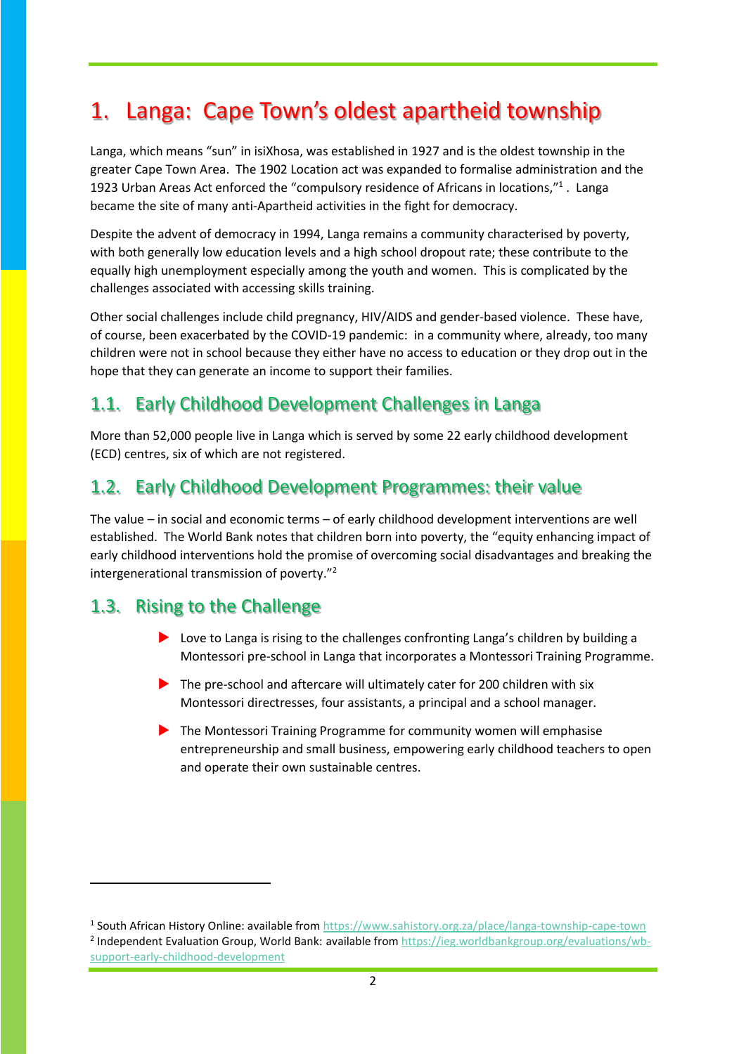# 1. Langa: Cape Town's oldest apartheid township

Langa, which means "sun" in isiXhosa, was established in 1927 and is the oldest township in the greater Cape Town Area. The 1902 Location act was expanded to formalise administration and the 1923 Urban Areas Act enforced the "compulsory residence of Africans in locations,"[1] . Langa became the site of many anti-Apartheid activities in the fight for democracy.

Despite the advent of democracy in 1994, Langa remains a community characterised by poverty, with both generally low education levels and a high school dropout rate; these contribute to the equally high unemployment especially among the youth and women. This is complicated by the challenges associated with accessing skills training.

Other social challenges include child pregnancy, HIV/AIDS and gender-based violence. These have, of course, been exacerbated by the COVID-19 pandemic: in a community where, already, too many children were not in school because they either have no access to education or they drop out in the hope that they can generate an income to support their families.

## 1.1. Early Childhood Development Challenges in Langa

More than 52,000 people live in Langa which is served by some 22 early childhood development (ECD) centres, six of which are not registered.

## 1.2. Early Childhood Development Programmes: their value

The value – in social and economic terms – of early childhood development interventions are well established. The World Bank notes that children born into poverty, the "equity enhancing impact of early childhood interventions hold the promise of overcoming social disadvantages and breaking the intergenerational transmission of poverty."[2]

## 1.3. Rising to the Challenge

- Love to Langa is rising to the challenges confronting Langa's children by building a Montessori pre-school in Langa that incorporates a Montessori Training Programme.
- The pre-school and aftercare will ultimately cater for 200 children with six Montessori directresses, four assistants, a principal and a school manager.
- The Montessori Training Programme for community women will emphasise entrepreneurship and small business, empowering early childhood teachers to open and operate their own sustainable centres.

---

[1] South African History Online: available from https://www.sahistory.org.za/place/langa-township-cape-town

[2] Independent Evaluation Group, World Bank: available from https://ieg.worldbankgroup.org/evaluations/wb-support-early-childhood-development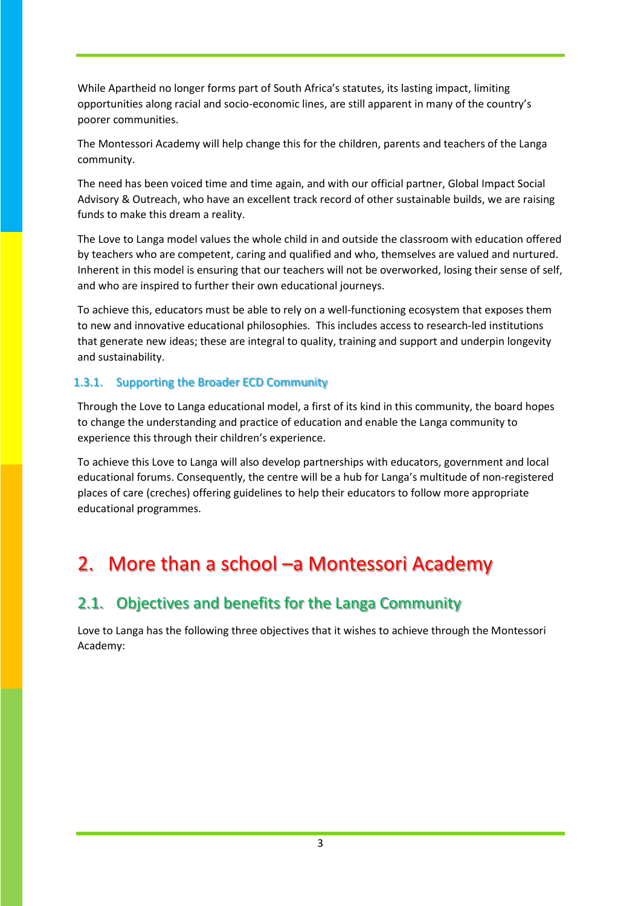While Apartheid no longer forms part of South Africa's statutes, its lasting impact, limiting opportunities along racial and socio-economic lines, are still apparent in many of the country's poorer communities.

The Montessori Academy will help change this for the children, parents and teachers of the Langa community.

The need has been voiced time and time again, and with our official partner, Global Impact Social Advisory & Outreach, who have an excellent track record of other sustainable builds, we are raising funds to make this dream a reality.

The Love to Langa model values the whole child in and outside the classroom with education offered by teachers who are competent, caring and qualified and who, themselves are valued and nurtured. Inherent in this model is ensuring that our teachers will not be overworked, losing their sense of self, and who are inspired to further their own educational journeys.

To achieve this, educators must be able to rely on a well-functioning ecosystem that exposes them to new and innovative educational philosophies. This includes access to research-led institutions that generate new ideas; these are integral to quality, training and support and underpin longevity and sustainability.

#### 1.3.1. Supporting the Broader ECD Community

Through the Love to Langa educational model, a first of its kind in this community, the board hopes to change the understanding and practice of education and enable the Langa community to experience this through their children's experience.

To achieve this Love to Langa will also develop partnerships with educators, government and local educational forums. Consequently, the centre will be a hub for Langa's multitude of non-registered places of care (creches) offering guidelines to help their educators to follow more appropriate educational programmes.

# 2. More than a school –a Montessori Academy

## 2.1. Objectives and benefits for the Langa Community

Love to Langa has the following three objectives that it wishes to achieve through the Montessori Academy: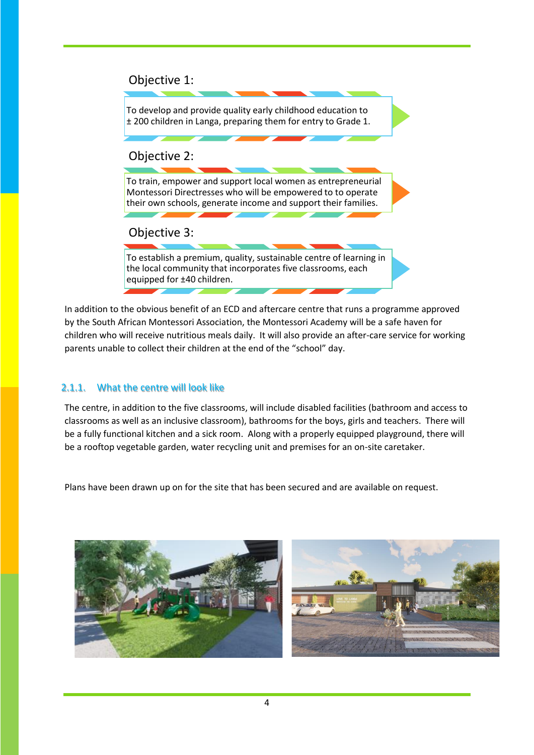Objective 1:

To develop and provide quality early childhood education to ± 200 children in Langa, preparing them for entry to Grade 1.

Objective 2:

To train, empower and support local women as entrepreneurial Montessori Directresses who will be empowered to to operate their own schools, generate income and support their families.

Objective 3:

To establish a premium, quality, sustainable centre of learning in the local community that incorporates five classrooms, each equipped for ±40 children.

In addition to the obvious benefit of an ECD and aftercare centre that runs a programme approved by the South African Montessori Association, the Montessori Academy will be a safe haven for children who will receive nutritious meals daily. It will also provide an after-care service for working parents unable to collect their children at the end of the "school" day.

### 2.1.1. What the centre will look like

The centre, in addition to the five classrooms, will include disabled facilities (bathroom and access to classrooms as well as an inclusive classroom), bathrooms for the boys, girls and teachers. There will be a fully functional kitchen and a sick room. Along with a properly equipped playground, there will be a rooftop vegetable garden, water recycling unit and premises for an on-site caretaker.

Plans have been drawn up on for the site that has been secured and are available on request.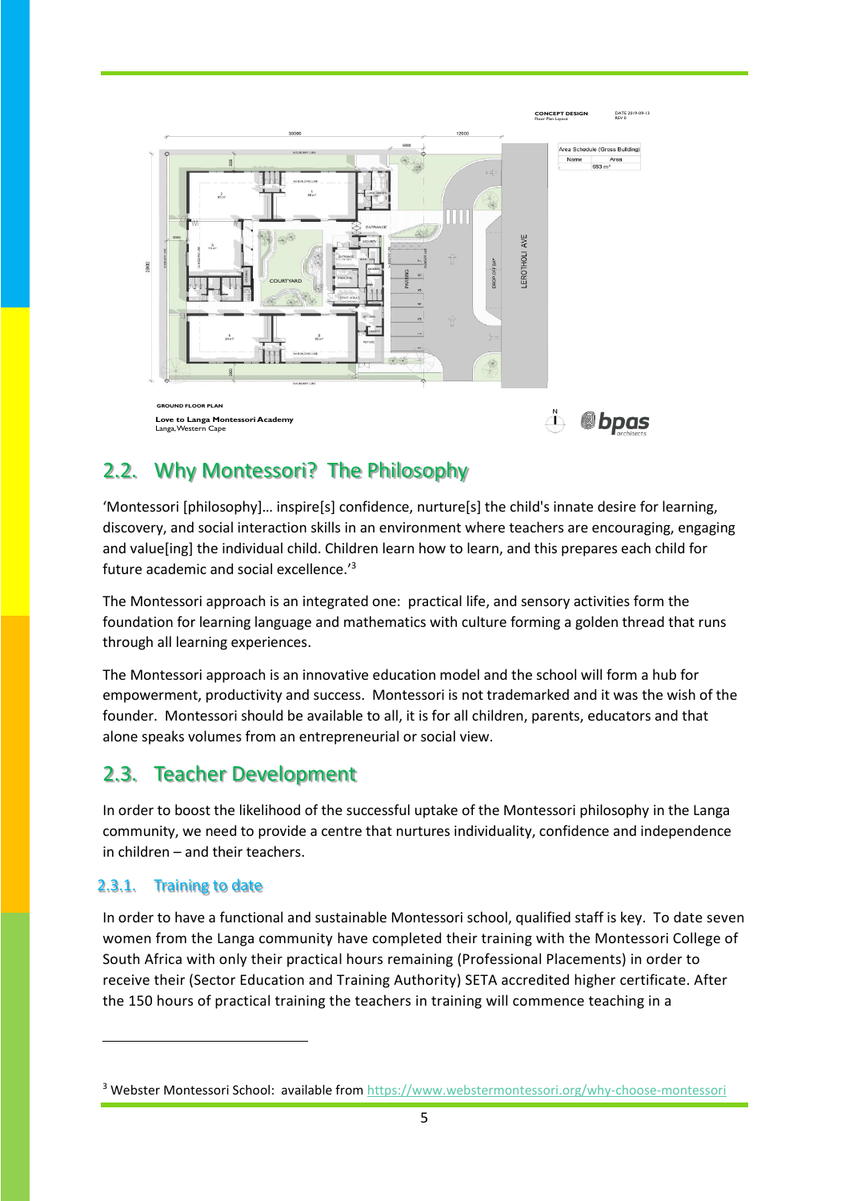## 2.2. Why Montessori? The Philosophy

'Montessori [philosophy]… inspire[s] confidence, nurture[s] the child's innate desire for learning, discovery, and social interaction skills in an environment where teachers are encouraging, engaging and value[ing] the individual child. Children learn how to learn, and this prepares each child for future academic and social excellence.'[3]

The Montessori approach is an integrated one: practical life, and sensory activities form the foundation for learning language and mathematics with culture forming a golden thread that runs through all learning experiences.

The Montessori approach is an innovative education model and the school will form a hub for empowerment, productivity and success. Montessori is not trademarked and it was the wish of the founder. Montessori should be available to all, it is for all children, parents, educators and that alone speaks volumes from an entrepreneurial or social view.

## 2.3. Teacher Development

In order to boost the likelihood of the successful uptake of the Montessori philosophy in the Langa community, we need to provide a centre that nurtures individuality, confidence and independence in children – and their teachers.

### 2.3.1. Training to date

In order to have a functional and sustainable Montessori school, qualified staff is key. To date seven women from the Langa community have completed their training with the Montessori College of South Africa with only their practical hours remaining (Professional Placements) in order to receive their (Sector Education and Training Authority) SETA accredited higher certificate. After the 150 hours of practical training the teachers in training will commence teaching in a

[3] Webster Montessori School: available from https://www.webstermontessori.org/why-choose-montessori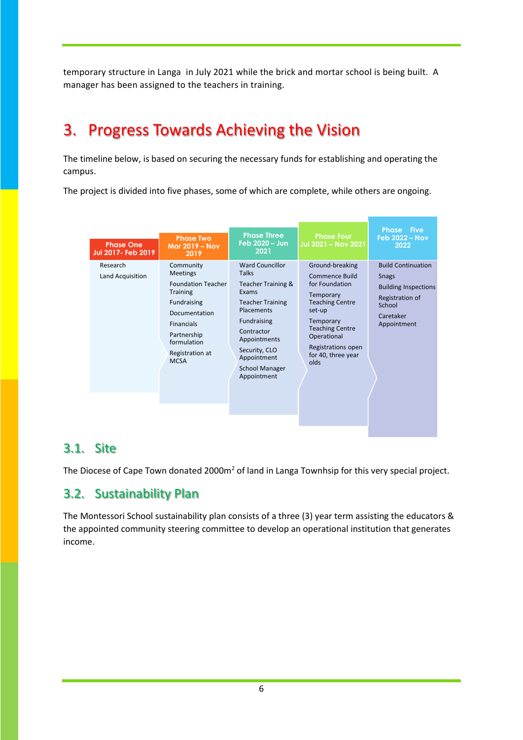temporary structure in Langa in July 2021 while the brick and mortar school is being built. A manager has been assigned to the teachers in training.

# 3. Progress Towards Achieving the Vision

The timeline below, is based on securing the necessary funds for establishing and operating the campus.

The project is divided into five phases, some of which are complete, while others are ongoing.

| Phase One Jul 2017- Feb 2019 | Phase Two Mar 2019 – Nov 2019 | Phase Three Feb 2020 – Jun 2021 | Phase Four Jul 2021 – Nov 2021 | Phase Five Feb 2022 – Nov 2022 |
|---|---|---|---|---|
| Research | Community Meetings | Ward Councillor Talks | Ground-breaking | Build Continuation |
| Land Acquisition | Foundation Teacher Training | Teacher Training & Exams | Commence Build for Foundation | Snags |
| | Fundraising | Teacher Training Placements | Temporary Teaching Centre set-up | Building Inspections |
| | Documentation | Fundraising | Temporary Teaching Centre Operational | Registration of School |
| | Financials | Contractor Appointments | Registrations open for 40, three year olds | Caretaker Appointment |
| | Partnership formulation | Security, CLO Appointment | | |
| | Registration at MCSA | School Manager Appointment | | |

## 3.1. Site

The Diocese of Cape Town donated 2000m$^2$ of land in Langa Townhsip for this very special project.

## 3.2. Sustainability Plan

The Montessori School sustainability plan consists of a three (3) year term assisting the educators & the appointed community steering committee to develop an operational institution that generates income.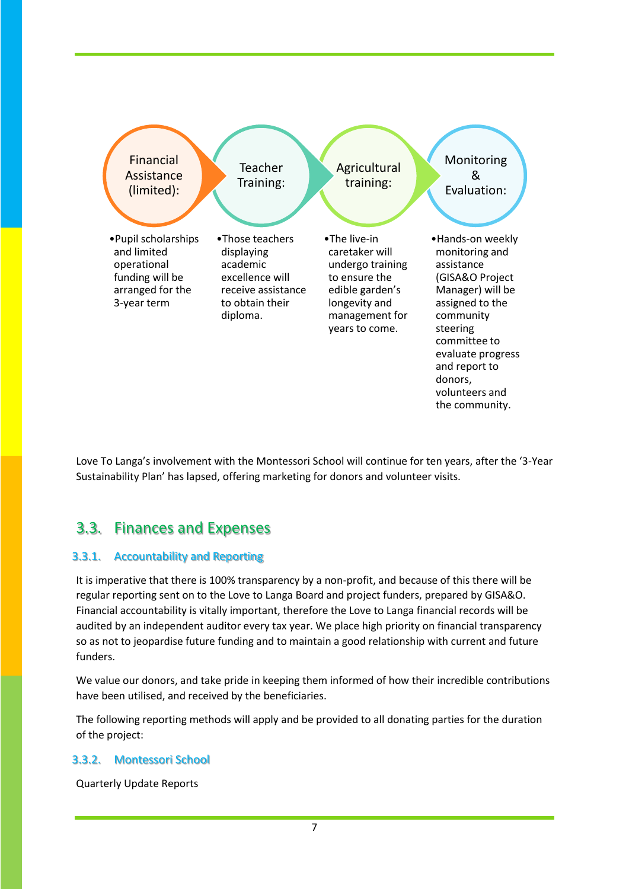**Financial Assistance (limited):**

- Pupil scholarships and limited operational funding will be arranged for the 3-year term

**Teacher Training:**

- Those teachers displaying academic excellence will receive assistance to obtain their diploma.

**Agricultural training:**

- The live-in caretaker will undergo training to ensure the edible garden's longevity and management for years to come.

**Monitoring & Evaluation:**

- Hands-on weekly monitoring and assistance (GISA&O Project Manager) will be assigned to the community steering committee to evaluate progress and report to donors, volunteers and the community.

Love To Langa's involvement with the Montessori School will continue for ten years, after the '3-Year Sustainability Plan' has lapsed, offering marketing for donors and volunteer visits.

## 3.3. Finances and Expenses

### 3.3.1. Accountability and Reporting

It is imperative that there is 100% transparency by a non-profit, and because of this there will be regular reporting sent on to the Love to Langa Board and project funders, prepared by GISA&O. Financial accountability is vitally important, therefore the Love to Langa financial records will be audited by an independent auditor every tax year. We place high priority on financial transparency so as not to jeopardise future funding and to maintain a good relationship with current and future funders.

We value our donors, and take pride in keeping them informed of how their incredible contributions have been utilised, and received by the beneficiaries.

The following reporting methods will apply and be provided to all donating parties for the duration of the project:

### 3.3.2. Montessori School

Quarterly Update Reports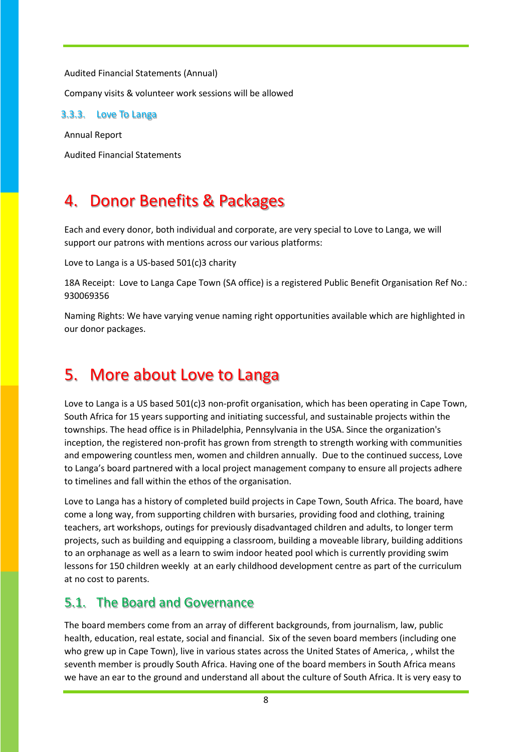Audited Financial Statements (Annual)

Company visits & volunteer work sessions will be allowed

### 3.3.3. Love To Langa

Annual Report

Audited Financial Statements

# 4. Donor Benefits & Packages

Each and every donor, both individual and corporate, are very special to Love to Langa, we will support our patrons with mentions across our various platforms:

Love to Langa is a US-based 501(c)3 charity

18A Receipt: Love to Langa Cape Town (SA office) is a registered Public Benefit Organisation Ref No.: 930069356

Naming Rights: We have varying venue naming right opportunities available which are highlighted in our donor packages.

# 5. More about Love to Langa

Love to Langa is a US based 501(c)3 non-profit organisation, which has been operating in Cape Town, South Africa for 15 years supporting and initiating successful, and sustainable projects within the townships. The head office is in Philadelphia, Pennsylvania in the USA. Since the organization's inception, the registered non-profit has grown from strength to strength working with communities and empowering countless men, women and children annually. Due to the continued success, Love to Langa's board partnered with a local project management company to ensure all projects adhere to timelines and fall within the ethos of the organisation.

Love to Langa has a history of completed build projects in Cape Town, South Africa. The board, have come a long way, from supporting children with bursaries, providing food and clothing, training teachers, art workshops, outings for previously disadvantaged children and adults, to longer term projects, such as building and equipping a classroom, building a moveable library, building additions to an orphanage as well as a learn to swim indoor heated pool which is currently providing swim lessons for 150 children weekly at an early childhood development centre as part of the curriculum at no cost to parents.

## 5.1. The Board and Governance

The board members come from an array of different backgrounds, from journalism, law, public health, education, real estate, social and financial. Six of the seven board members (including one who grew up in Cape Town), live in various states across the United States of America, , whilst the seventh member is proudly South Africa. Having one of the board members in South Africa means we have an ear to the ground and understand all about the culture of South Africa. It is very easy to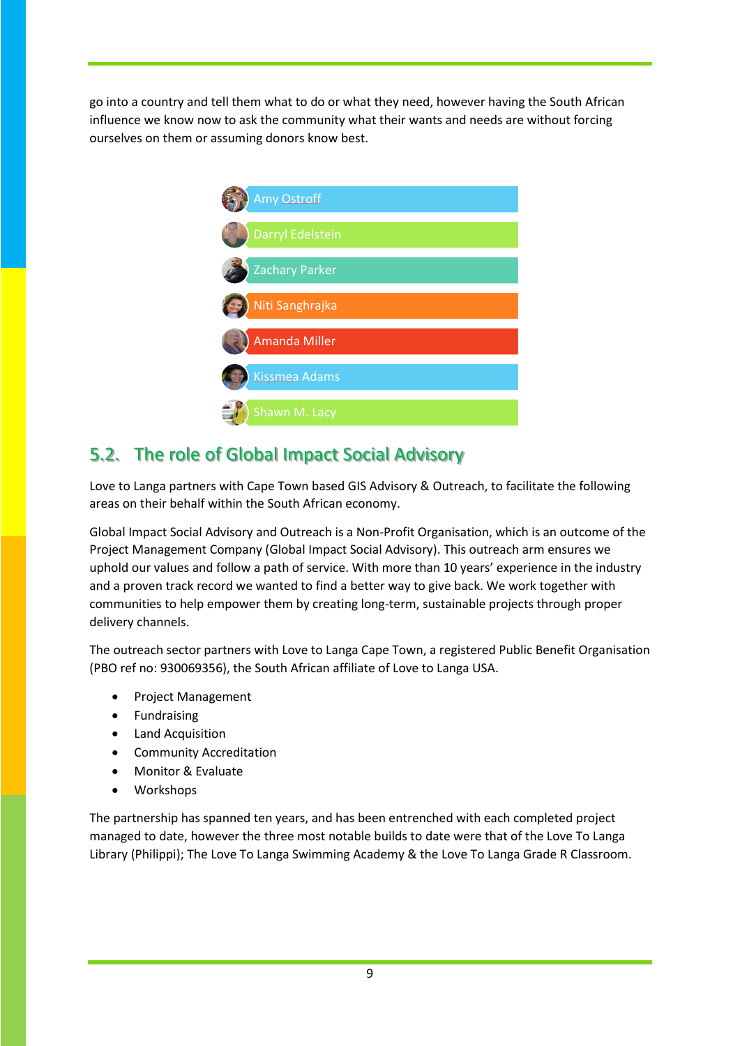go into a country and tell them what to do or what they need, however having the South African influence we know now to ask the community what their wants and needs are without forcing ourselves on them or assuming donors know best.

- Amy Ostroff
- Darryl Edelstein
- Zachary Parker
- Niti Sanghrajka
- Amanda Miller
- Kissmea Adams
- Shawn M. Lacy

## 5.2. The role of Global Impact Social Advisory

Love to Langa partners with Cape Town based GIS Advisory & Outreach, to facilitate the following areas on their behalf within the South African economy.

Global Impact Social Advisory and Outreach is a Non-Profit Organisation, which is an outcome of the Project Management Company (Global Impact Social Advisory). This outreach arm ensures we uphold our values and follow a path of service. With more than 10 years' experience in the industry and a proven track record we wanted to find a better way to give back. We work together with communities to help empower them by creating long-term, sustainable projects through proper delivery channels.

The outreach sector partners with Love to Langa Cape Town, a registered Public Benefit Organisation (PBO ref no: 930069356), the South African affiliate of Love to Langa USA.

- Project Management
- Fundraising
- Land Acquisition
- Community Accreditation
- Monitor & Evaluate
- Workshops

The partnership has spanned ten years, and has been entrenched with each completed project managed to date, however the three most notable builds to date were that of the Love To Langa Library (Philippi); The Love To Langa Swimming Academy & the Love To Langa Grade R Classroom.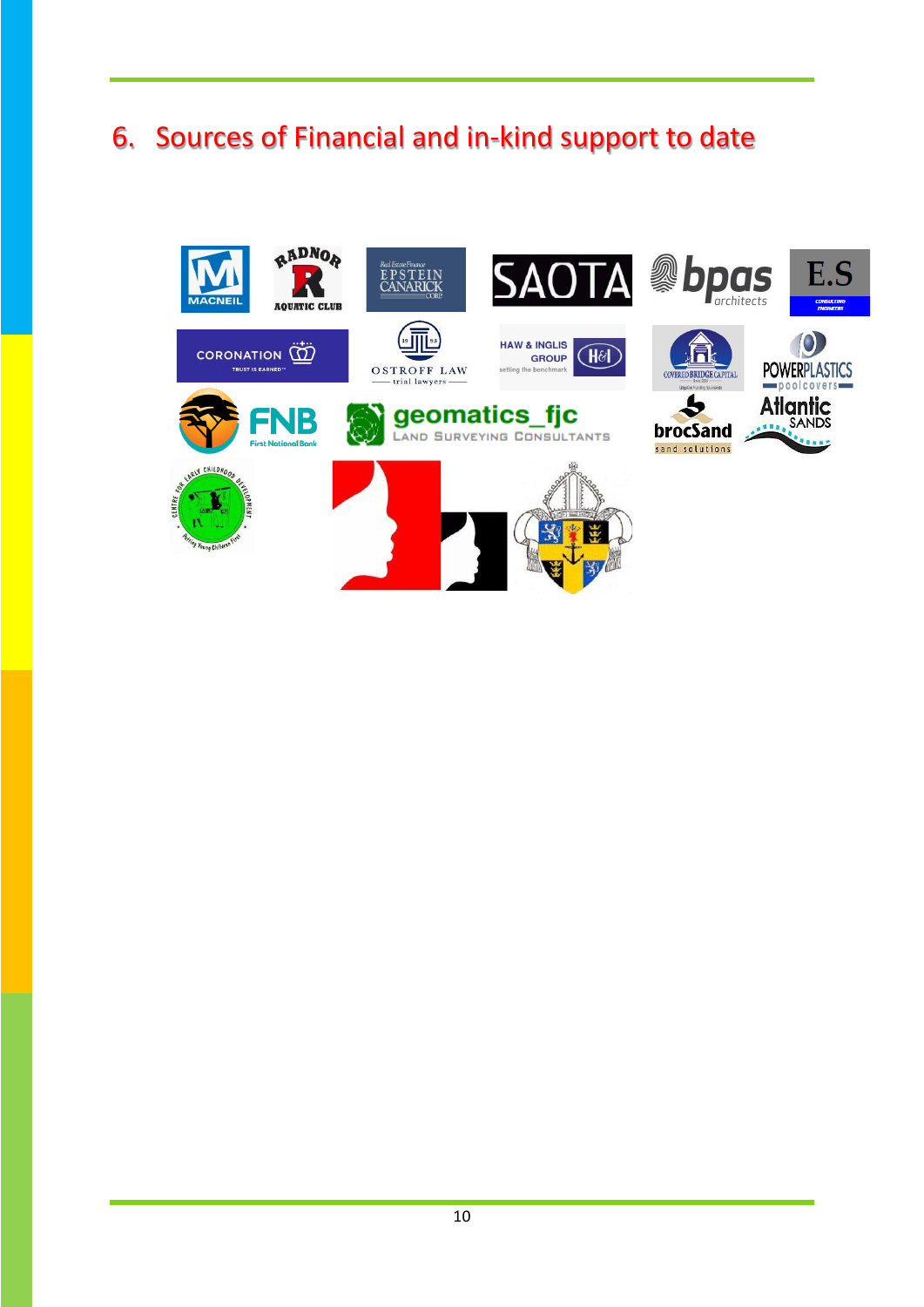## 6. Sources of Financial and in-kind support to date